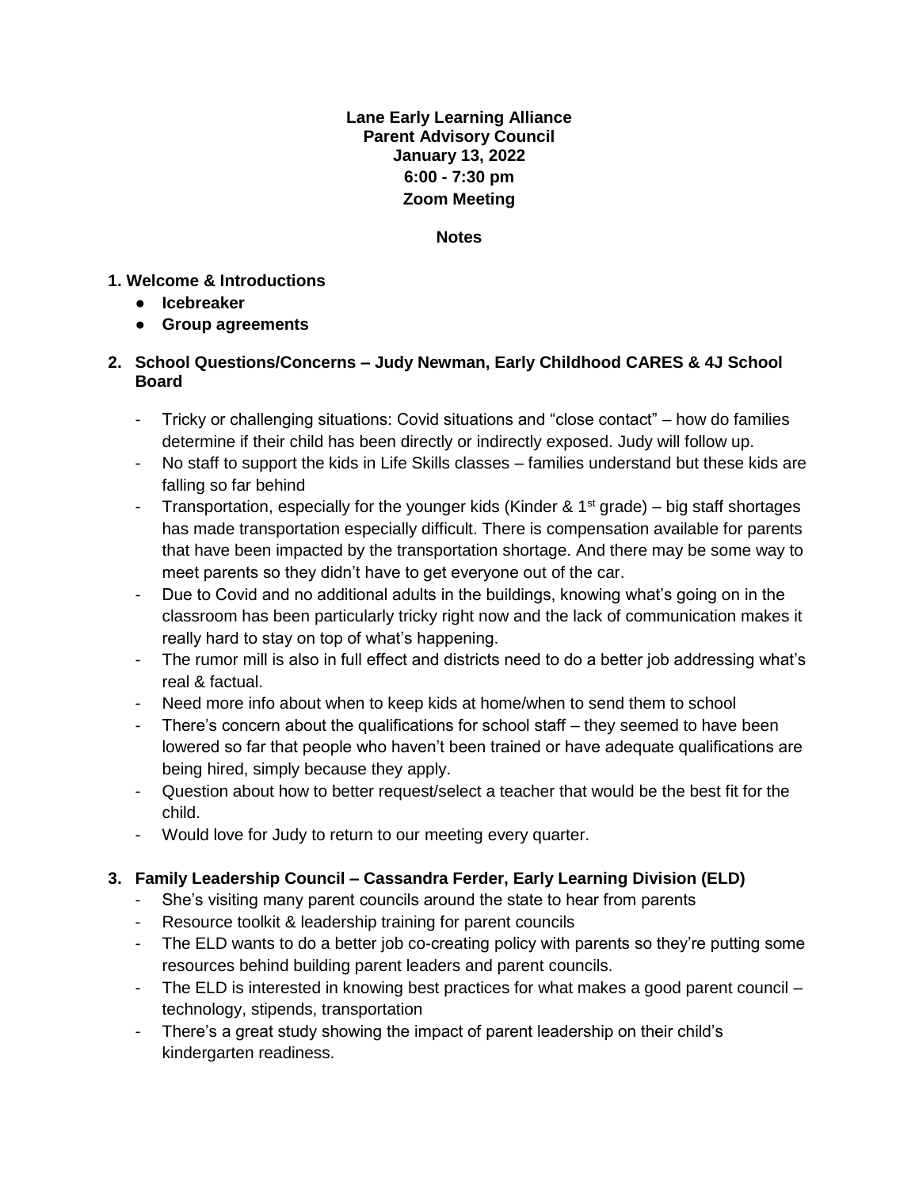**Lane Early Learning Alliance**
**Parent Advisory Council**
**January 13, 2022**
**6:00 - 7:30 pm**
**Zoom Meeting**

**Notes**

## 1. Welcome & Introductions

- **Icebreaker**
- **Group agreements**

## 2. School Questions/Concerns – Judy Newman, Early Childhood CARES & 4J School Board

- Tricky or challenging situations: Covid situations and "close contact" – how do families determine if their child has been directly or indirectly exposed. Judy will follow up.
- No staff to support the kids in Life Skills classes – families understand but these kids are falling so far behind
- Transportation, especially for the younger kids (Kinder & 1st grade) – big staff shortages has made transportation especially difficult. There is compensation available for parents that have been impacted by the transportation shortage. And there may be some way to meet parents so they didn't have to get everyone out of the car.
- Due to Covid and no additional adults in the buildings, knowing what's going on in the classroom has been particularly tricky right now and the lack of communication makes it really hard to stay on top of what's happening.
- The rumor mill is also in full effect and districts need to do a better job addressing what's real & factual.
- Need more info about when to keep kids at home/when to send them to school
- There's concern about the qualifications for school staff – they seemed to have been lowered so far that people who haven't been trained or have adequate qualifications are being hired, simply because they apply.
- Question about how to better request/select a teacher that would be the best fit for the child.
- Would love for Judy to return to our meeting every quarter.

## 3. Family Leadership Council – Cassandra Ferder, Early Learning Division (ELD)

- She's visiting many parent councils around the state to hear from parents
- Resource toolkit & leadership training for parent councils
- The ELD wants to do a better job co-creating policy with parents so they're putting some resources behind building parent leaders and parent councils.
- The ELD is interested in knowing best practices for what makes a good parent council – technology, stipends, transportation
- There's a great study showing the impact of parent leadership on their child's kindergarten readiness.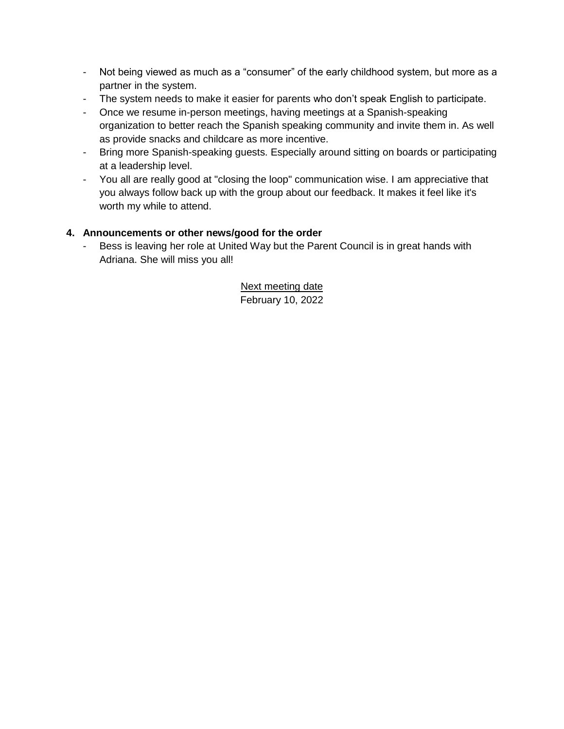- Not being viewed as much as a "consumer" of the early childhood system, but more as a partner in the system.
- The system needs to make it easier for parents who don't speak English to participate.
- Once we resume in-person meetings, having meetings at a Spanish-speaking organization to better reach the Spanish speaking community and invite them in. As well as provide snacks and childcare as more incentive.
- Bring more Spanish-speaking guests. Especially around sitting on boards or participating at a leadership level.
- You all are really good at "closing the loop" communication wise. I am appreciative that you always follow back up with the group about our feedback. It makes it feel like it's worth my while to attend.

**4. Announcements or other news/good for the order**

- Bess is leaving her role at United Way but the Parent Council is in great hands with Adriana. She will miss you all!

<u>Next meeting date</u>
February 10, 2022